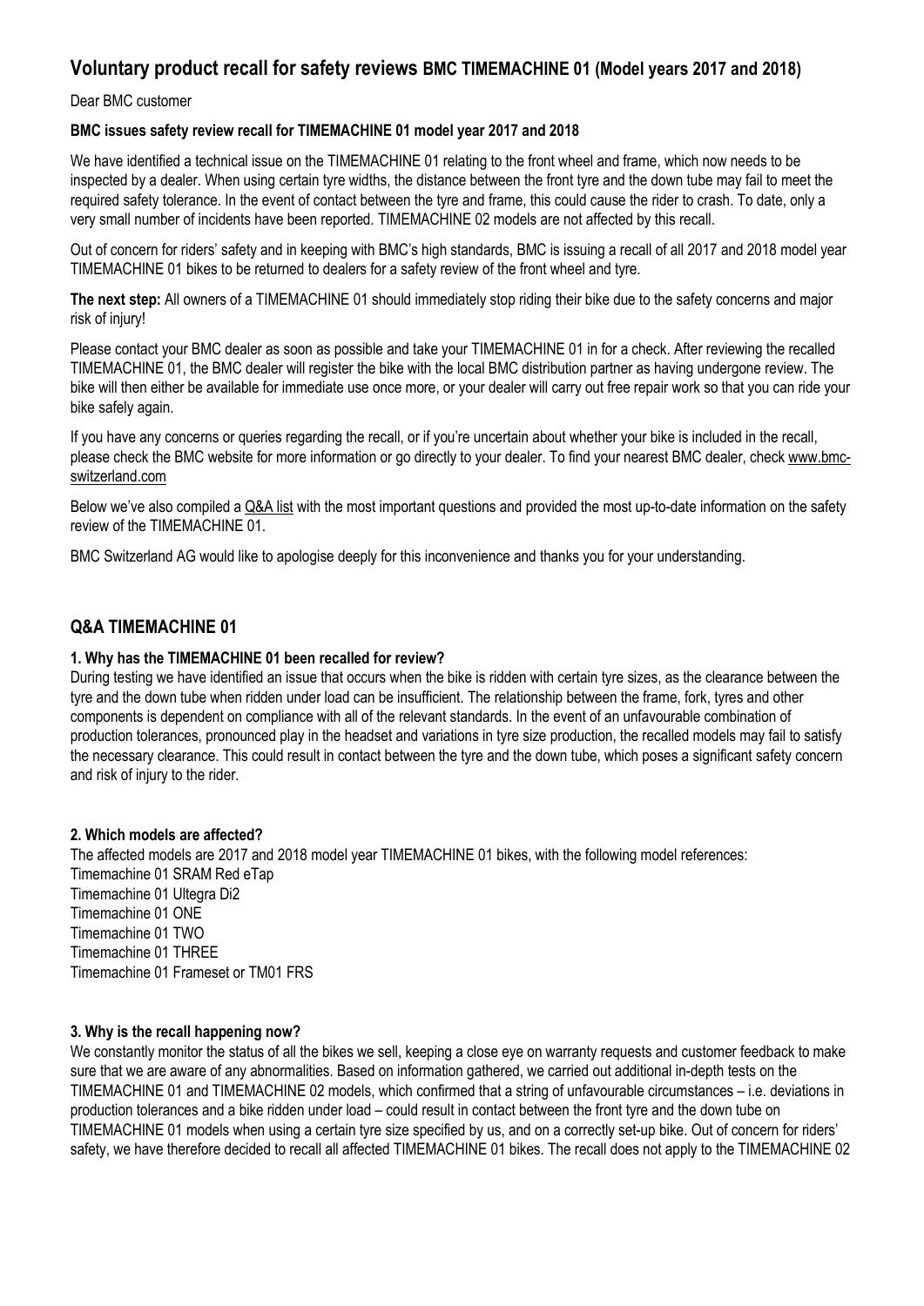## Voluntary product recall for safety reviews BMC TIMEMACHINE 01 (Model years 2017 and 2018)

Dear BMC customer

**BMC issues safety review recall for TIMEMACHINE 01 model year 2017 and 2018**

We have identified a technical issue on the TIMEMACHINE 01 relating to the front wheel and frame, which now needs to be inspected by a dealer. When using certain tyre widths, the distance between the front tyre and the down tube may fail to meet the required safety tolerance. In the event of contact between the tyre and frame, this could cause the rider to crash. To date, only a very small number of incidents have been reported. TIMEMACHINE 02 models are not affected by this recall.

Out of concern for riders' safety and in keeping with BMC's high standards, BMC is issuing a recall of all 2017 and 2018 model year TIMEMACHINE 01 bikes to be returned to dealers for a safety review of the front wheel and tyre.

**The next step:** All owners of a TIMEMACHINE 01 should immediately stop riding their bike due to the safety concerns and major risk of injury!

Please contact your BMC dealer as soon as possible and take your TIMEMACHINE 01 in for a check. After reviewing the recalled TIMEMACHINE 01, the BMC dealer will register the bike with the local BMC distribution partner as having undergone review. The bike will then either be available for immediate use once more, or your dealer will carry out free repair work so that you can ride your bike safely again.

If you have any concerns or queries regarding the recall, or if you're uncertain about whether your bike is included in the recall, please check the BMC website for more information or go directly to your dealer. To find your nearest BMC dealer, check www.bmc-switzerland.com

Below we've also compiled a Q&A list with the most important questions and provided the most up-to-date information on the safety review of the TIMEMACHINE 01.

BMC Switzerland AG would like to apologise deeply for this inconvenience and thanks you for your understanding.

## Q&A TIMEMACHINE 01

**1. Why has the TIMEMACHINE 01 been recalled for review?**

During testing we have identified an issue that occurs when the bike is ridden with certain tyre sizes, as the clearance between the tyre and the down tube when ridden under load can be insufficient. The relationship between the frame, fork, tyres and other components is dependent on compliance with all of the relevant standards. In the event of an unfavourable combination of production tolerances, pronounced play in the headset and variations in tyre size production, the recalled models may fail to satisfy the necessary clearance. This could result in contact between the tyre and the down tube, which poses a significant safety concern and risk of injury to the rider.

**2. Which models are affected?**

The affected models are 2017 and 2018 model year TIMEMACHINE 01 bikes, with the following model references:
Timemachine 01 SRAM Red eTap
Timemachine 01 Ultegra Di2
Timemachine 01 ONE
Timemachine 01 TWO
Timemachine 01 THREE
Timemachine 01 Frameset or TM01 FRS

**3. Why is the recall happening now?**

We constantly monitor the status of all the bikes we sell, keeping a close eye on warranty requests and customer feedback to make sure that we are aware of any abnormalities. Based on information gathered, we carried out additional in-depth tests on the TIMEMACHINE 01 and TIMEMACHINE 02 models, which confirmed that a string of unfavourable circumstances – i.e. deviations in production tolerances and a bike ridden under load – could result in contact between the front tyre and the down tube on TIMEMACHINE 01 models when using a certain tyre size specified by us, and on a correctly set-up bike. Out of concern for riders' safety, we have therefore decided to recall all affected TIMEMACHINE 01 bikes. The recall does not apply to the TIMEMACHINE 02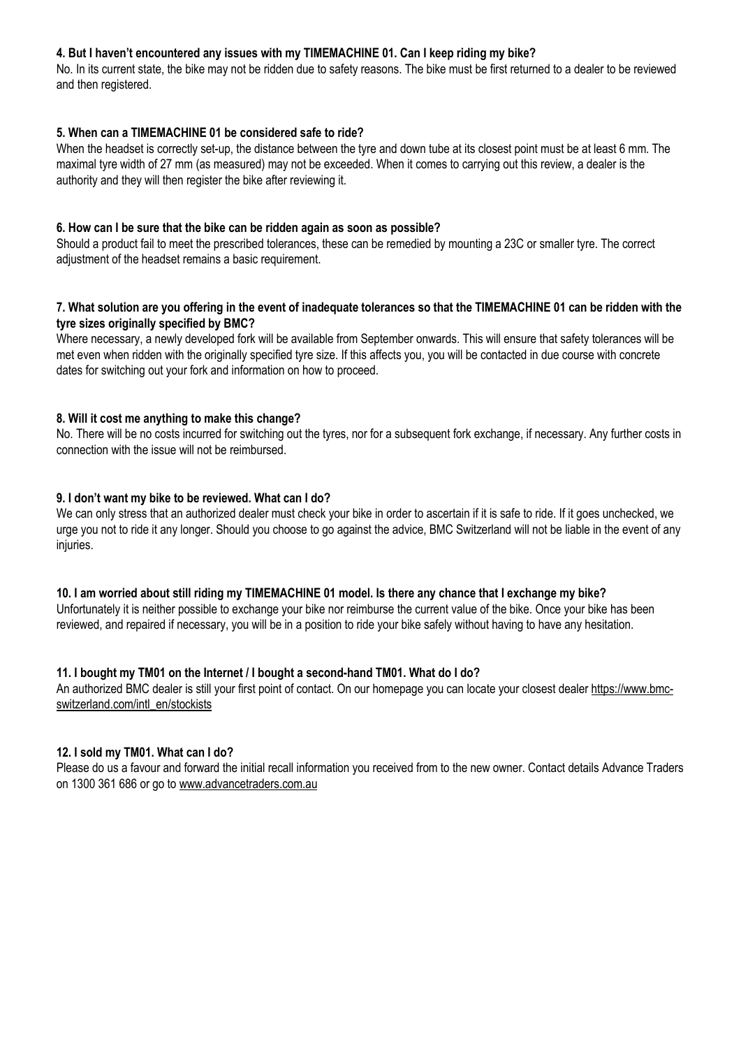**4. But I haven't encountered any issues with my TIMEMACHINE 01. Can I keep riding my bike?**

No. In its current state, the bike may not be ridden due to safety reasons. The bike must be first returned to a dealer to be reviewed and then registered.

**5. When can a TIMEMACHINE 01 be considered safe to ride?**

When the headset is correctly set-up, the distance between the tyre and down tube at its closest point must be at least 6 mm. The maximal tyre width of 27 mm (as measured) may not be exceeded. When it comes to carrying out this review, a dealer is the authority and they will then register the bike after reviewing it.

**6. How can I be sure that the bike can be ridden again as soon as possible?**

Should a product fail to meet the prescribed tolerances, these can be remedied by mounting a 23C or smaller tyre. The correct adjustment of the headset remains a basic requirement.

**7. What solution are you offering in the event of inadequate tolerances so that the TIMEMACHINE 01 can be ridden with the tyre sizes originally specified by BMC?**

Where necessary, a newly developed fork will be available from September onwards. This will ensure that safety tolerances will be met even when ridden with the originally specified tyre size. If this affects you, you will be contacted in due course with concrete dates for switching out your fork and information on how to proceed.

**8. Will it cost me anything to make this change?**

No. There will be no costs incurred for switching out the tyres, nor for a subsequent fork exchange, if necessary. Any further costs in connection with the issue will not be reimbursed.

**9. I don't want my bike to be reviewed. What can I do?**

We can only stress that an authorized dealer must check your bike in order to ascertain if it is safe to ride. If it goes unchecked, we urge you not to ride it any longer. Should you choose to go against the advice, BMC Switzerland will not be liable in the event of any injuries.

**10. I am worried about still riding my TIMEMACHINE 01 model. Is there any chance that I exchange my bike?**

Unfortunately it is neither possible to exchange your bike nor reimburse the current value of the bike. Once your bike has been reviewed, and repaired if necessary, you will be in a position to ride your bike safely without having to have any hesitation.

**11. I bought my TM01 on the Internet / I bought a second-hand TM01. What do I do?**

An authorized BMC dealer is still your first point of contact. On our homepage you can locate your closest dealer https://www.bmc-switzerland.com/intl_en/stockists

**12. I sold my TM01. What can I do?**

Please do us a favour and forward the initial recall information you received from to the new owner. Contact details Advance Traders on 1300 361 686 or go to www.advancetraders.com.au